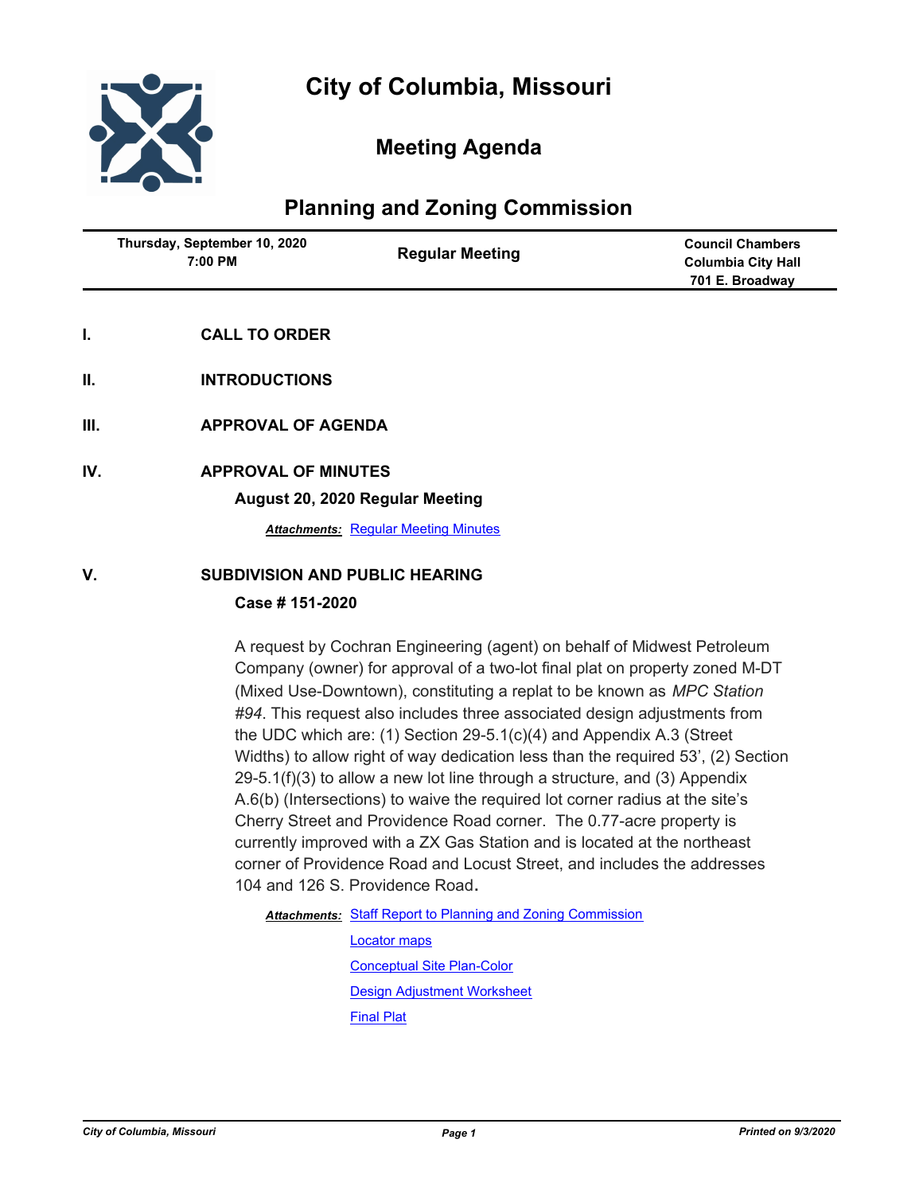# City of Columbia, Missouri

## Meeting Agenda

## Planning and Zoning Commission

| Thursday, September 10, 2020 7:00 PM | Regular Meeting | Council Chambers Columbia City Hall 701 E. Broadway |
|---|---|---|

**I. CALL TO ORDER**

**II. INTRODUCTIONS**

**III. APPROVAL OF AGENDA**

**IV. APPROVAL OF MINUTES**

**August 20, 2020 Regular Meeting**

***Attachments:*** Regular Meeting Minutes

**V. SUBDIVISION AND PUBLIC HEARING**

**Case # 151-2020**

A request by Cochran Engineering (agent) on behalf of Midwest Petroleum Company (owner) for approval of a two-lot final plat on property zoned M-DT (Mixed Use-Downtown), constituting a replat to be known as *MPC Station #94*. This request also includes three associated design adjustments from the UDC which are: (1) Section 29-5.1(c)(4) and Appendix A.3 (Street Widths) to allow right of way dedication less than the required 53', (2) Section 29-5.1(f)(3) to allow a new lot line through a structure, and (3) Appendix A.6(b) (Intersections) to waive the required lot corner radius at the site's Cherry Street and Providence Road corner. The 0.77-acre property is currently improved with a ZX Gas Station and is located at the northeast corner of Providence Road and Locust Street, and includes the addresses 104 and 126 S. Providence Road.

***Attachments:*** Staff Report to Planning and Zoning Commission

Locator maps

Conceptual Site Plan-Color

Design Adjustment Worksheet

Final Plat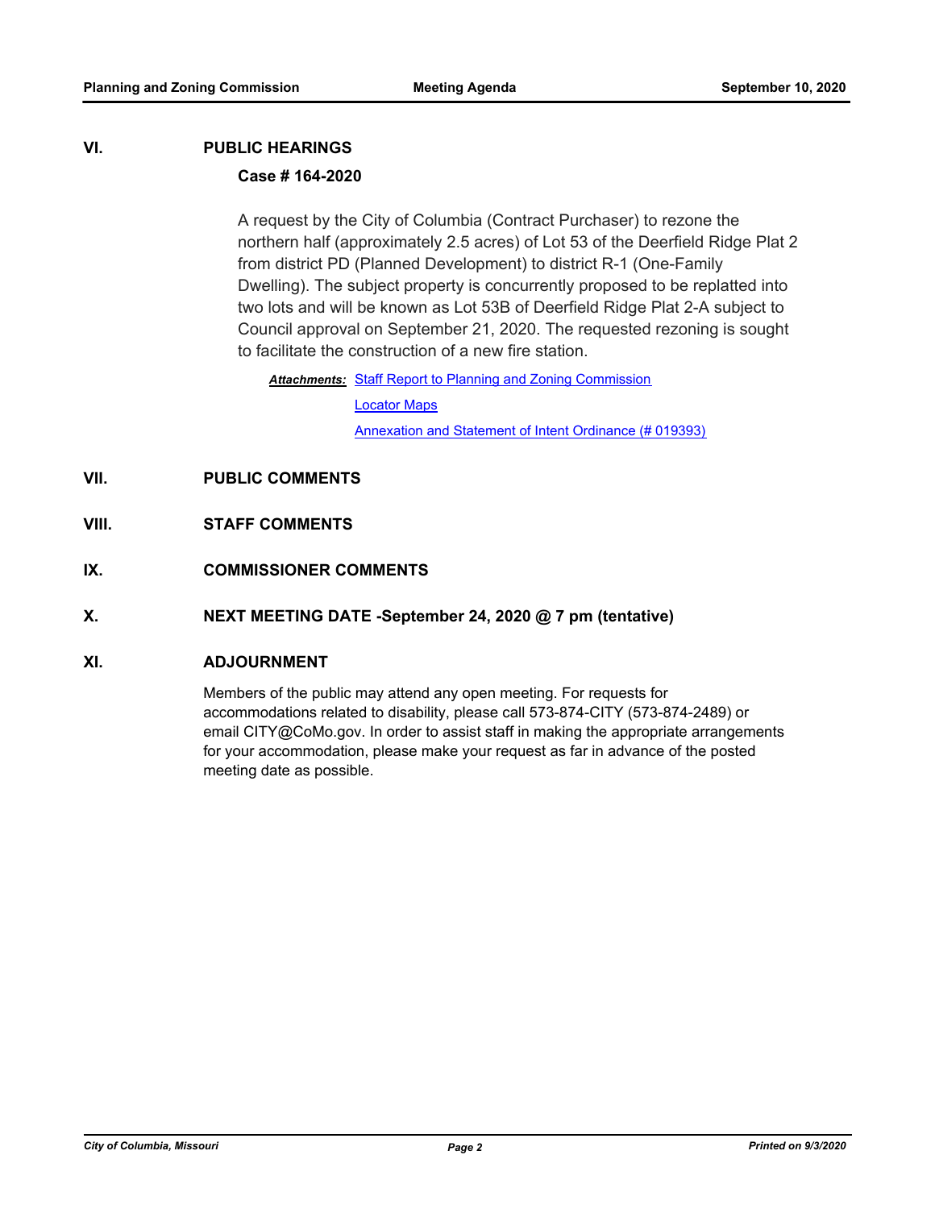## VI. PUBLIC HEARINGS

### Case # 164-2020

A request by the City of Columbia (Contract Purchaser) to rezone the northern half (approximately 2.5 acres) of Lot 53 of the Deerfield Ridge Plat 2 from district PD (Planned Development) to district R-1 (One-Family Dwelling). The subject property is concurrently proposed to be replatted into two lots and will be known as Lot 53B of Deerfield Ridge Plat 2-A subject to Council approval on September 21, 2020. The requested rezoning is sought to facilitate the construction of a new fire station.

***Attachments:*** Staff Report to Planning and Zoning Commission
Locator Maps
Annexation and Statement of Intent Ordinance (# 019393)

## VII. PUBLIC COMMENTS

## VIII. STAFF COMMENTS

## IX. COMMISSIONER COMMENTS

## X. NEXT MEETING DATE -September 24, 2020 @ 7 pm (tentative)

## XI. ADJOURNMENT

Members of the public may attend any open meeting. For requests for accommodations related to disability, please call 573-874-CITY (573-874-2489) or email CITY@CoMo.gov. In order to assist staff in making the appropriate arrangements for your accommodation, please make your request as far in advance of the posted meeting date as possible.